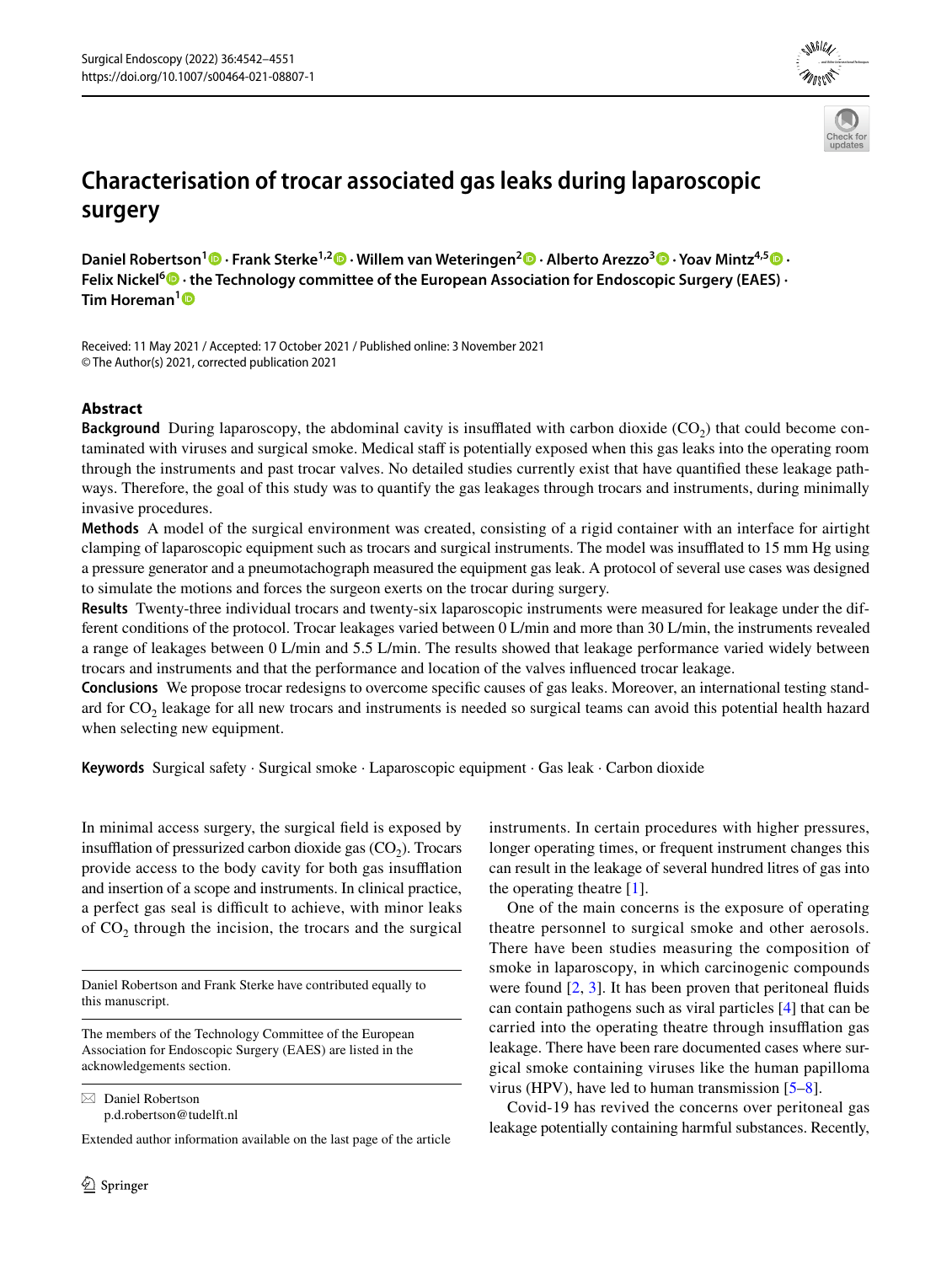# Characterisation of trocar associated gas leaks during laparoscopic surgery

**Daniel Robertson[1] · Frank Sterke[1,2] · Willem van Weteringen[2] · Alberto Arezzo[3] · Yoav Mintz[4,5] · Felix Nickel[6] · the Technology committee of the European Association for Endoscopic Surgery (EAES) · Tim Horeman[1]**

Received: 11 May 2021 / Accepted: 17 October 2021 / Published online: 3 November 2021
© The Author(s) 2021, corrected publication 2021

## Abstract

**Background** During laparoscopy, the abdominal cavity is insufflated with carbon dioxide ($CO_2$) that could become contaminated with viruses and surgical smoke. Medical staff is potentially exposed when this gas leaks into the operating room through the instruments and past trocar valves. No detailed studies currently exist that have quantified these leakage pathways. Therefore, the goal of this study was to quantify the gas leakages through trocars and instruments, during minimally invasive procedures.

**Methods** A model of the surgical environment was created, consisting of a rigid container with an interface for airtight clamping of laparoscopic equipment such as trocars and surgical instruments. The model was insufflated to 15 mm Hg using a pressure generator and a pneumotachograph measured the equipment gas leak. A protocol of several use cases was designed to simulate the motions and forces the surgeon exerts on the trocar during surgery.

**Results** Twenty-three individual trocars and twenty-six laparoscopic instruments were measured for leakage under the different conditions of the protocol. Trocar leakages varied between 0 L/min and more than 30 L/min, the instruments revealed a range of leakages between 0 L/min and 5.5 L/min. The results showed that leakage performance varied widely between trocars and instruments and that the performance and location of the valves influenced trocar leakage.

**Conclusions** We propose trocar redesigns to overcome specific causes of gas leaks. Moreover, an international testing standard for $CO_2$ leakage for all new trocars and instruments is needed so surgical teams can avoid this potential health hazard when selecting new equipment.

**Keywords** Surgical safety · Surgical smoke · Laparoscopic equipment · Gas leak · Carbon dioxide

In minimal access surgery, the surgical field is exposed by insufflation of pressurized carbon dioxide gas ($CO_2$). Trocars provide access to the body cavity for both gas insufflation and insertion of a scope and instruments. In clinical practice, a perfect gas seal is difficult to achieve, with minor leaks of $CO_2$ through the incision, the trocars and the surgical instruments. In certain procedures with higher pressures, longer operating times, or frequent instrument changes this can result in the leakage of several hundred litres of gas into the operating theatre [1].

One of the main concerns is the exposure of operating theatre personnel to surgical smoke and other aerosols. There have been studies measuring the composition of smoke in laparoscopy, in which carcinogenic compounds were found [2, 3]. It has been proven that peritoneal fluids can contain pathogens such as viral particles [4] that can be carried into the operating theatre through insufflation gas leakage. There have been rare documented cases where surgical smoke containing viruses like the human papilloma virus (HPV), have led to human transmission [5–8].

Covid-19 has revived the concerns over peritoneal gas leakage potentially containing harmful substances. Recently,

Daniel Robertson and Frank Sterke have contributed equally to this manuscript.

The members of the Technology Committee of the European Association for Endoscopic Surgery (EAES) are listed in the acknowledgements section.

✉ Daniel Robertson
p.d.robertson@tudelft.nl

Extended author information available on the last page of the article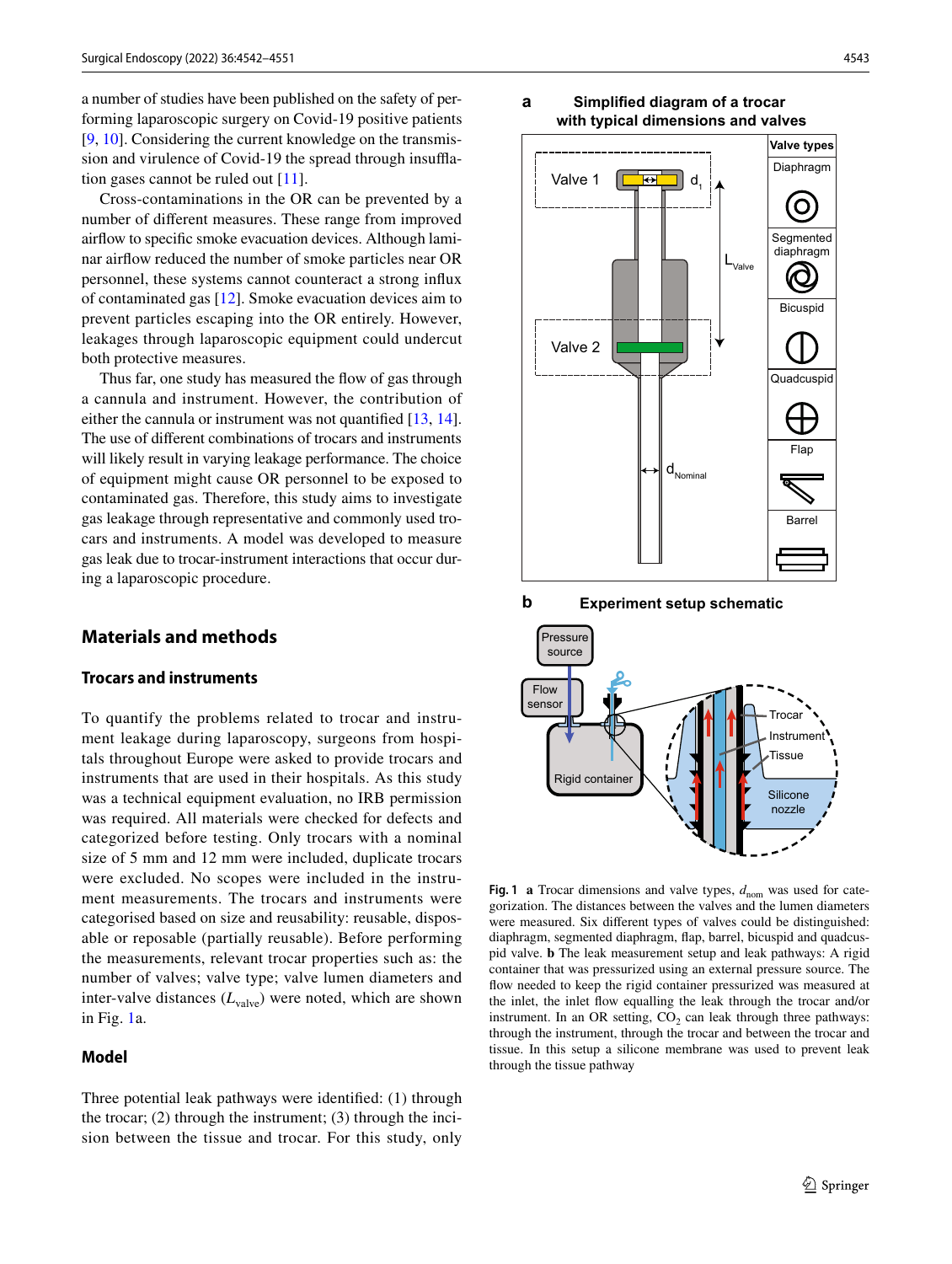a number of studies have been published on the safety of performing laparoscopic surgery on Covid-19 positive patients [9, 10]. Considering the current knowledge on the transmission and virulence of Covid-19 the spread through insufflation gases cannot be ruled out [11].

Cross-contaminations in the OR can be prevented by a number of different measures. These range from improved airflow to specific smoke evacuation devices. Although laminar airflow reduced the number of smoke particles near OR personnel, these systems cannot counteract a strong influx of contaminated gas [12]. Smoke evacuation devices aim to prevent particles escaping into the OR entirely. However, leakages through laparoscopic equipment could undercut both protective measures.

Thus far, one study has measured the flow of gas through a cannula and instrument. However, the contribution of either the cannula or instrument was not quantified [13, 14]. The use of different combinations of trocars and instruments will likely result in varying leakage performance. The choice of equipment might cause OR personnel to be exposed to contaminated gas. Therefore, this study aims to investigate gas leakage through representative and commonly used trocars and instruments. A model was developed to measure gas leak due to trocar-instrument interactions that occur during a laparoscopic procedure.

## Materials and methods

### Trocars and instruments

To quantify the problems related to trocar and instrument leakage during laparoscopy, surgeons from hospitals throughout Europe were asked to provide trocars and instruments that are used in their hospitals. As this study was a technical equipment evaluation, no IRB permission was required. All materials were checked for defects and categorized before testing. Only trocars with a nominal size of 5 mm and 12 mm were included, duplicate trocars were excluded. No scopes were included in the instrument measurements. The trocars and instruments were categorised based on size and reusability: reusable, disposable or reposable (partially reusable). Before performing the measurements, relevant trocar properties such as: the number of valves; valve type; valve lumen diameters and inter-valve distances ($L_{valve}$) were noted, which are shown in Fig. 1a.

### Model

Three potential leak pathways were identified: (1) through the trocar; (2) through the instrument; (3) through the incision between the tissue and trocar. For this study, only

**Fig. 1** **a** Trocar dimensions and valve types, $d_{nom}$ was used for categorization. The distances between the valves and the lumen diameters were measured. Six different types of valves could be distinguished: diaphragm, segmented diaphragm, flap, barrel, bicuspid and quadcuspid valve. **b** The leak measurement setup and leak pathways: A rigid container that was pressurized using an external pressure source. The flow needed to keep the rigid container pressurized was measured at the inlet, the inlet flow equalling the leak through the trocar and/or instrument. In an OR setting, $CO_2$ can leak through three pathways: through the instrument, through the trocar and between the trocar and tissue. In this setup a silicone membrane was used to prevent leak through the tissue pathway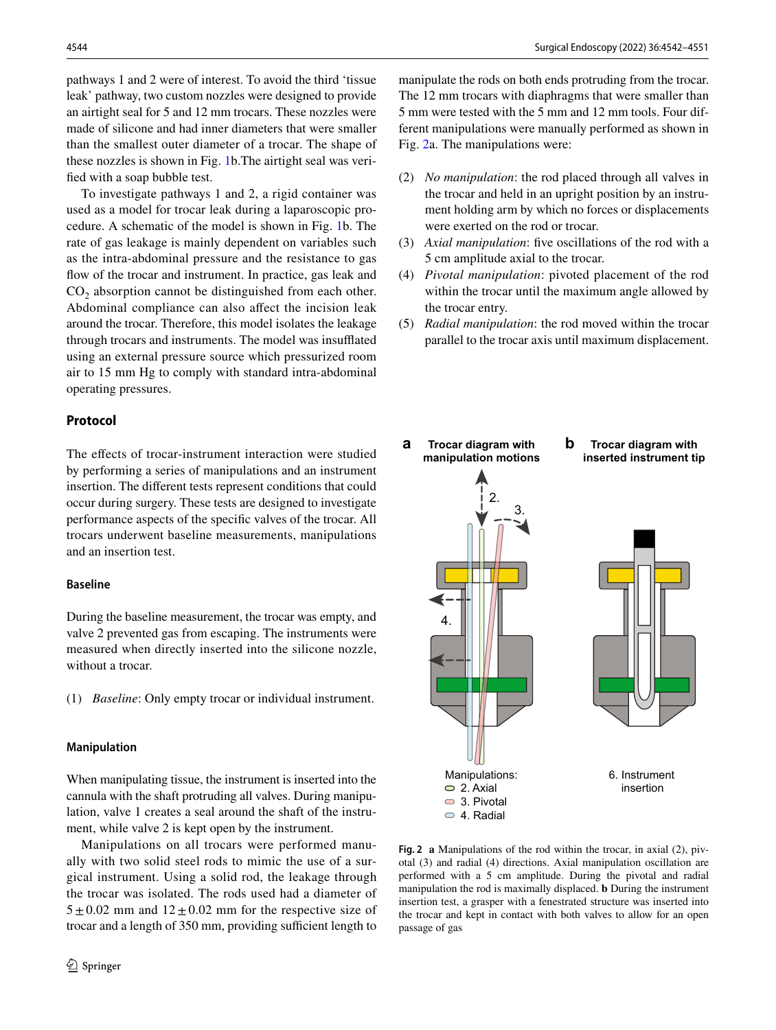pathways 1 and 2 were of interest. To avoid the third 'tissue leak' pathway, two custom nozzles were designed to provide an airtight seal for 5 and 12 mm trocars. These nozzles were made of silicone and had inner diameters that were smaller than the smallest outer diameter of a trocar. The shape of these nozzles is shown in Fig. 1b.The airtight seal was verified with a soap bubble test.

To investigate pathways 1 and 2, a rigid container was used as a model for trocar leak during a laparoscopic procedure. A schematic of the model is shown in Fig. 1b. The rate of gas leakage is mainly dependent on variables such as the intra-abdominal pressure and the resistance to gas flow of the trocar and instrument. In practice, gas leak and $CO_2$ absorption cannot be distinguished from each other. Abdominal compliance can also affect the incision leak around the trocar. Therefore, this model isolates the leakage through trocars and instruments. The model was insufflated using an external pressure source which pressurized room air to 15 mm Hg to comply with standard intra-abdominal operating pressures.

## Protocol

The effects of trocar-instrument interaction were studied by performing a series of manipulations and an instrument insertion. The different tests represent conditions that could occur during surgery. These tests are designed to investigate performance aspects of the specific valves of the trocar. All trocars underwent baseline measurements, manipulations and an insertion test.

### Baseline

During the baseline measurement, the trocar was empty, and valve 2 prevented gas from escaping. The instruments were measured when directly inserted into the silicone nozzle, without a trocar.

(1) *Baseline*: Only empty trocar or individual instrument.

### Manipulation

When manipulating tissue, the instrument is inserted into the cannula with the shaft protruding all valves. During manipulation, valve 1 creates a seal around the shaft of the instrument, while valve 2 is kept open by the instrument.

Manipulations on all trocars were performed manually with two solid steel rods to mimic the use of a surgical instrument. Using a solid rod, the leakage through the trocar was isolated. The rods used had a diameter of $5 \pm 0.02$ mm and $12 \pm 0.02$ mm for the respective size of trocar and a length of 350 mm, providing sufficient length to manipulate the rods on both ends protruding from the trocar. The 12 mm trocars with diaphragms that were smaller than 5 mm were tested with the 5 mm and 12 mm tools. Four different manipulations were manually performed as shown in Fig. 2a. The manipulations were:

(2) *No manipulation*: the rod placed through all valves in the trocar and held in an upright position by an instrument holding arm by which no forces or displacements were exerted on the rod or trocar.

(3) *Axial manipulation*: five oscillations of the rod with a 5 cm amplitude axial to the trocar.

(4) *Pivotal manipulation*: pivoted placement of the rod within the trocar until the maximum angle allowed by the trocar entry.

(5) *Radial manipulation*: the rod moved within the trocar parallel to the trocar axis until maximum displacement.

**Fig. 2** **a** Manipulations of the rod within the trocar, in axial (2), pivotal (3) and radial (4) directions. Axial manipulation oscillation are performed with a 5 cm amplitude. During the pivotal and radial manipulation the rod is maximally displaced. **b** During the instrument insertion test, a grasper with a fenestrated structure was inserted into the trocar and kept in contact with both valves to allow for an open passage of gas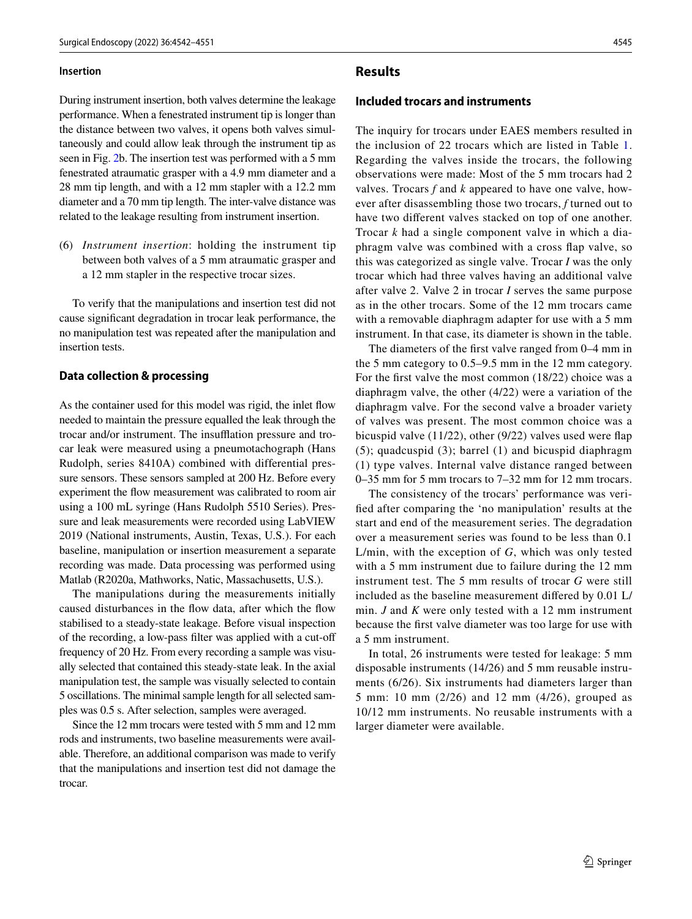### Insertion

During instrument insertion, both valves determine the leakage performance. When a fenestrated instrument tip is longer than the distance between two valves, it opens both valves simultaneously and could allow leak through the instrument tip as seen in Fig. 2b. The insertion test was performed with a 5 mm fenestrated atraumatic grasper with a 4.9 mm diameter and a 28 mm tip length, and with a 12 mm stapler with a 12.2 mm diameter and a 70 mm tip length. The inter-valve distance was related to the leakage resulting from instrument insertion.

(6) *Instrument insertion*: holding the instrument tip between both valves of a 5 mm atraumatic grasper and a 12 mm stapler in the respective trocar sizes.

To verify that the manipulations and insertion test did not cause significant degradation in trocar leak performance, the no manipulation test was repeated after the manipulation and insertion tests.

### Data collection & processing

As the container used for this model was rigid, the inlet flow needed to maintain the pressure equalled the leak through the trocar and/or instrument. The insufflation pressure and trocar leak were measured using a pneumotachograph (Hans Rudolph, series 8410A) combined with differential pressure sensors. These sensors sampled at 200 Hz. Before every experiment the flow measurement was calibrated to room air using a 100 mL syringe (Hans Rudolph 5510 Series). Pressure and leak measurements were recorded using LabVIEW 2019 (National instruments, Austin, Texas, U.S.). For each baseline, manipulation or insertion measurement a separate recording was made. Data processing was performed using Matlab (R2020a, Mathworks, Natic, Massachusetts, U.S.).

The manipulations during the measurements initially caused disturbances in the flow data, after which the flow stabilised to a steady-state leakage. Before visual inspection of the recording, a low-pass filter was applied with a cut-off frequency of 20 Hz. From every recording a sample was visually selected that contained this steady-state leak. In the axial manipulation test, the sample was visually selected to contain 5 oscillations. The minimal sample length for all selected samples was 0.5 s. After selection, samples were averaged.

Since the 12 mm trocars were tested with 5 mm and 12 mm rods and instruments, two baseline measurements were available. Therefore, an additional comparison was made to verify that the manipulations and insertion test did not damage the trocar.

## Results

### Included trocars and instruments

The inquiry for trocars under EAES members resulted in the inclusion of 22 trocars which are listed in Table 1. Regarding the valves inside the trocars, the following observations were made: Most of the 5 mm trocars had 2 valves. Trocars *f* and *k* appeared to have one valve, however after disassembling those two trocars, *f* turned out to have two different valves stacked on top of one another. Trocar *k* had a single component valve in which a diaphragm valve was combined with a cross flap valve, so this was categorized as single valve. Trocar *I* was the only trocar which had three valves having an additional valve after valve 2. Valve 2 in trocar *I* serves the same purpose as in the other trocars. Some of the 12 mm trocars came with a removable diaphragm adapter for use with a 5 mm instrument. In that case, its diameter is shown in the table.

The diameters of the first valve ranged from 0–4 mm in the 5 mm category to 0.5–9.5 mm in the 12 mm category. For the first valve the most common (18/22) choice was a diaphragm valve, the other (4/22) were a variation of the diaphragm valve. For the second valve a broader variety of valves was present. The most common choice was a bicuspid valve (11/22), other (9/22) valves used were flap (5); quadcuspid (3); barrel (1) and bicuspid diaphragm (1) type valves. Internal valve distance ranged between 0–35 mm for 5 mm trocars to 7–32 mm for 12 mm trocars.

The consistency of the trocars' performance was verified after comparing the 'no manipulation' results at the start and end of the measurement series. The degradation over a measurement series was found to be less than 0.1 L/min, with the exception of *G*, which was only tested with a 5 mm instrument due to failure during the 12 mm instrument test. The 5 mm results of trocar *G* were still included as the baseline measurement differed by 0.01 L/min. *J* and *K* were only tested with a 12 mm instrument because the first valve diameter was too large for use with a 5 mm instrument.

In total, 26 instruments were tested for leakage: 5 mm disposable instruments (14/26) and 5 mm reusable instruments (6/26). Six instruments had diameters larger than 5 mm: 10 mm (2/26) and 12 mm (4/26), grouped as 10/12 mm instruments. No reusable instruments with a larger diameter were available.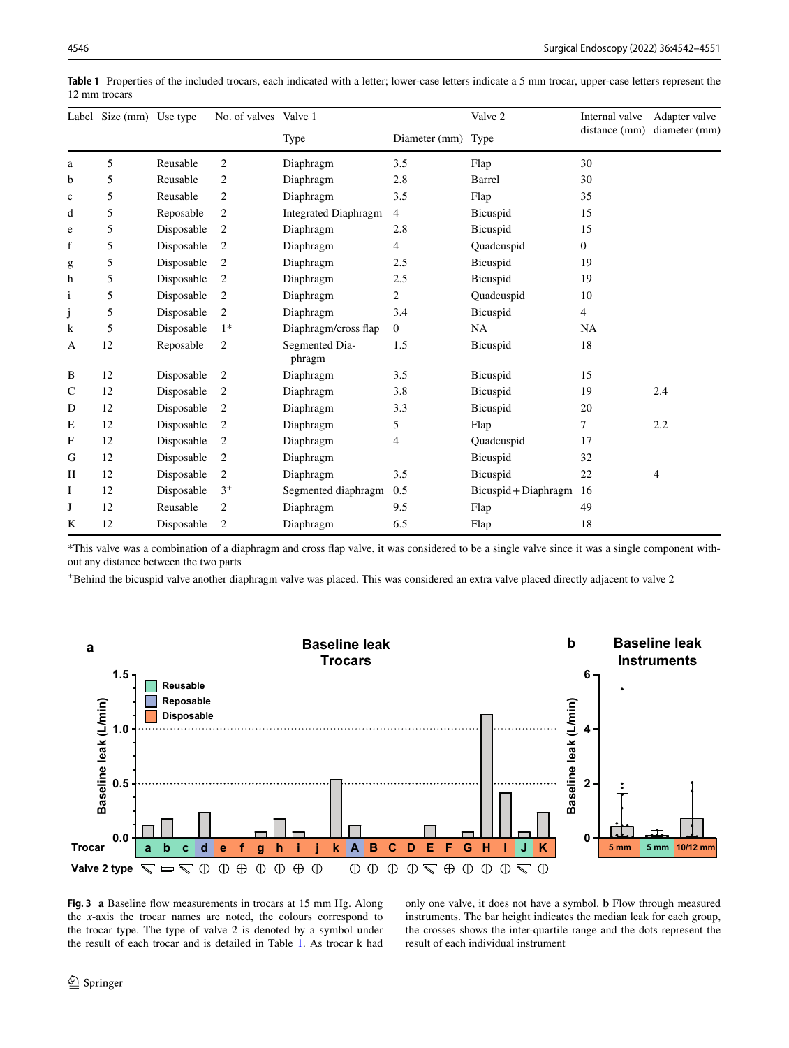**Table 1** Properties of the included trocars, each indicated with a letter; lower-case letters indicate a 5 mm trocar, upper-case letters represent the 12 mm trocars

| Label | Size (mm) | Use type | No. of valves | Valve 1 | | Valve 2 | Internal valve distance (mm) | Adapter valve diameter (mm) |
|---|---|---|---|---|---|---|---|---|
| | | | | Type | Diameter (mm) | Type | | |
| a | 5 | Reusable | 2 | Diaphragm | 3.5 | Flap | 30 | |
| b | 5 | Reusable | 2 | Diaphragm | 2.8 | Barrel | 30 | |
| c | 5 | Reusable | 2 | Diaphragm | 3.5 | Flap | 35 | |
| d | 5 | Reposable | 2 | Integrated Diaphragm | 4 | Bicuspid | 15 | |
| e | 5 | Disposable | 2 | Diaphragm | 2.8 | Bicuspid | 15 | |
| f | 5 | Disposable | 2 | Diaphragm | 4 | Quadcuspid | 0 | |
| g | 5 | Disposable | 2 | Diaphragm | 2.5 | Bicuspid | 19 | |
| h | 5 | Disposable | 2 | Diaphragm | 2.5 | Bicuspid | 19 | |
| i | 5 | Disposable | 2 | Diaphragm | 2 | Quadcuspid | 10 | |
| j | 5 | Disposable | 2 | Diaphragm | 3.4 | Bicuspid | 4 | |
| k | 5 | Disposable | 1* | Diaphragm/cross flap | 0 | NA | NA | |
| A | 12 | Reposable | 2 | Segmented Diaphragm | 1.5 | Bicuspid | 18 | |
| B | 12 | Disposable | 2 | Diaphragm | 3.5 | Bicuspid | 15 | |
| C | 12 | Disposable | 2 | Diaphragm | 3.8 | Bicuspid | 19 | 2.4 |
| D | 12 | Disposable | 2 | Diaphragm | 3.3 | Bicuspid | 20 | |
| E | 12 | Disposable | 2 | Diaphragm | 5 | Flap | 7 | 2.2 |
| F | 12 | Disposable | 2 | Diaphragm | 4 | Quadcuspid | 17 | |
| G | 12 | Disposable | 2 | Diaphragm | | Bicuspid | 32 | |
| H | 12 | Disposable | 2 | Diaphragm | 3.5 | Bicuspid | 22 | 4 |
| I | 12 | Disposable | 3+ | Segmented diaphragm | 0.5 | Bicuspid + Diaphragm | 16 | |
| J | 12 | Reusable | 2 | Diaphragm | 9.5 | Flap | 49 | |
| K | 12 | Disposable | 2 | Diaphragm | 6.5 | Flap | 18 | |

*This valve was a combination of a diaphragm and cross flap valve, it was considered to be a single valve since it was a single component without any distance between the two parts

+Behind the bicuspid valve another diaphragm valve was placed. This was considered an extra valve placed directly adjacent to valve 2

**Fig. 3** **a** Baseline flow measurements in trocars at 15 mm Hg. Along the *x*-axis the trocar names are noted, the colours correspond to the trocar type. The type of valve 2 is denoted by a symbol under the result of each trocar and is detailed in Table 1. As trocar k had only one valve, it does not have a symbol. **b** Flow through measured instruments. The bar height indicates the median leak for each group, the crosses shows the inter-quartile range and the dots represent the result of each individual instrument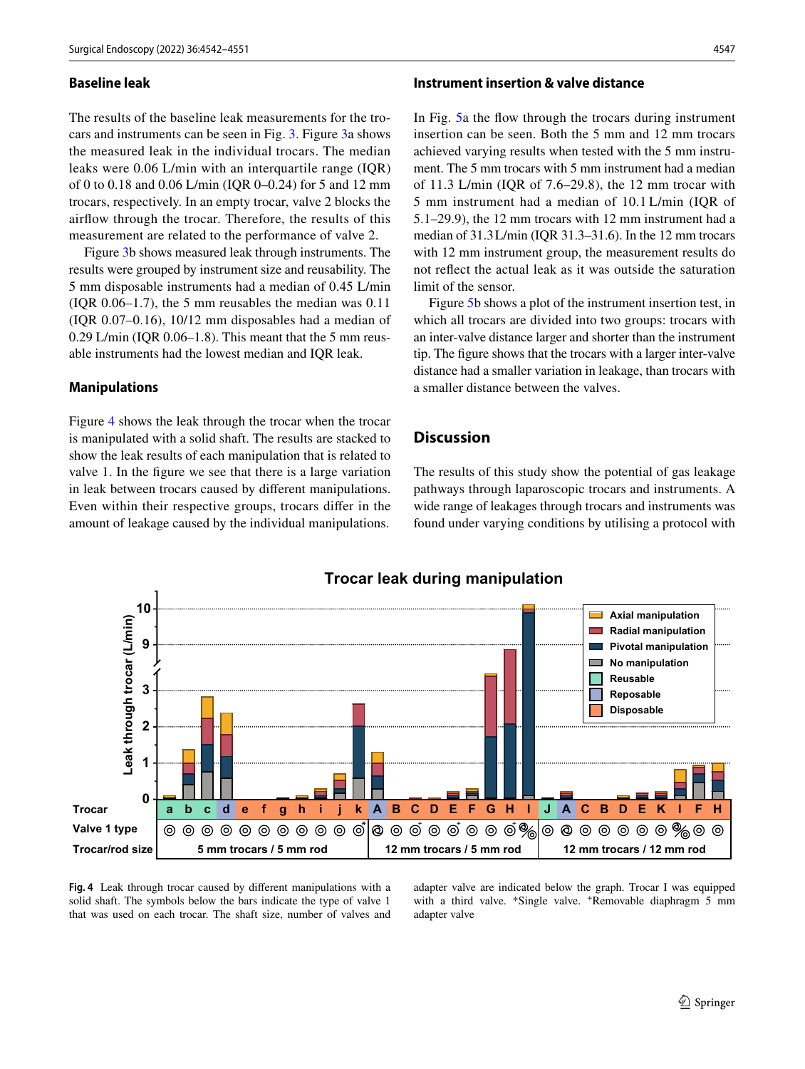## Baseline leak

The results of the baseline leak measurements for the trocars and instruments can be seen in Fig. 3. Figure 3a shows the measured leak in the individual trocars. The median leaks were 0.06 L/min with an interquartile range (IQR) of 0 to 0.18 and 0.06 L/min (IQR 0–0.24) for 5 and 12 mm trocars, respectively. In an empty trocar, valve 2 blocks the airflow through the trocar. Therefore, the results of this measurement are related to the performance of valve 2.

Figure 3b shows measured leak through instruments. The results were grouped by instrument size and reusability. The 5 mm disposable instruments had a median of 0.45 L/min (IQR 0.06–1.7), the 5 mm reusables the median was 0.11 (IQR 0.07–0.16), 10/12 mm disposables had a median of 0.29 L/min (IQR 0.06–1.8). This meant that the 5 mm reusable instruments had the lowest median and IQR leak.

## Manipulations

Figure 4 shows the leak through the trocar when the trocar is manipulated with a solid shaft. The results are stacked to show the leak results of each manipulation that is related to valve 1. In the figure we see that there is a large variation in leak between trocars caused by different manipulations. Even within their respective groups, trocars differ in the amount of leakage caused by the individual manipulations.

## Instrument insertion & valve distance

In Fig. 5a the flow through the trocars during instrument insertion can be seen. Both the 5 mm and 12 mm trocars achieved varying results when tested with the 5 mm instrument. The 5 mm trocars with 5 mm instrument had a median of 11.3 L/min (IQR of 7.6–29.8), the 12 mm trocar with 5 mm instrument had a median of 10.1 L/min (IQR of 5.1–29.9), the 12 mm trocars with 12 mm instrument had a median of 31.3 L/min (IQR 31.3–31.6). In the 12 mm trocars with 12 mm instrument group, the measurement results do not reflect the actual leak as it was outside the saturation limit of the sensor.

Figure 5b shows a plot of the instrument insertion test, in which all trocars are divided into two groups: trocars with an inter-valve distance larger and shorter than the instrument tip. The figure shows that the trocars with a larger inter-valve distance had a smaller variation in leakage, than trocars with a smaller distance between the valves.

## Discussion

The results of this study show the potential of gas leakage pathways through laparoscopic trocars and instruments. A wide range of leakages through trocars and instruments was found under varying conditions by utilising a protocol with

**Fig. 4** Leak through trocar caused by different manipulations with a solid shaft. The symbols below the bars indicate the type of valve 1 that was used on each trocar. The shaft size, number of valves and adapter valve are indicated below the graph. Trocar I was equipped with a third valve. *Single valve. ⁺Removable diaphragm 5 mm adapter valve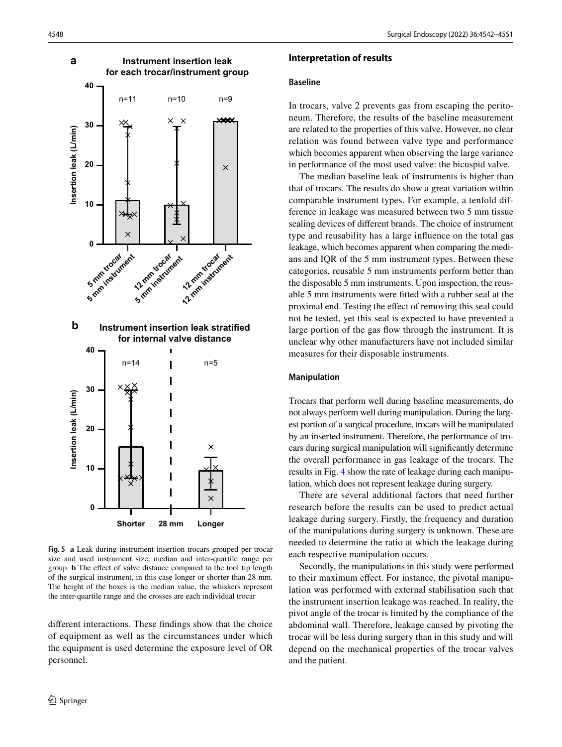Fig. 5 **a** Leak during instrument insertion trocars grouped per trocar size and used instrument size, median and inter-quartile range per group. **b** The effect of valve distance compared to the tool tip length of the surgical instrument, in this case longer or shorter than 28 mm. The height of the boxes is the median value, the whiskers represent the inter-quartile range and the crosses are each individual trocar

different interactions. These findings show that the choice of equipment as well as the circumstances under which the equipment is used determine the exposure level of OR personnel.

## Interpretation of results

### Baseline

In trocars, valve 2 prevents gas from escaping the peritoneum. Therefore, the results of the baseline measurement are related to the properties of this valve. However, no clear relation was found between valve type and performance which becomes apparent when observing the large variance in performance of the most used valve: the bicuspid valve.

The median baseline leak of instruments is higher than that of trocars. The results do show a great variation within comparable instrument types. For example, a tenfold difference in leakage was measured between two 5 mm tissue sealing devices of different brands. The choice of instrument type and reusability has a large influence on the total gas leakage, which becomes apparent when comparing the medians and IQR of the 5 mm instrument types. Between these categories, reusable 5 mm instruments perform better than the disposable 5 mm instruments. Upon inspection, the reusable 5 mm instruments were fitted with a rubber seal at the proximal end. Testing the effect of removing this seal could not be tested, yet this seal is expected to have prevented a large portion of the gas flow through the instrument. It is unclear why other manufacturers have not included similar measures for their disposable instruments.

### Manipulation

Trocars that perform well during baseline measurements, do not always perform well during manipulation. During the largest portion of a surgical procedure, trocars will be manipulated by an inserted instrument. Therefore, the performance of trocars during surgical manipulation will significantly determine the overall performance in gas leakage of the trocars. The results in Fig. 4 show the rate of leakage during each manipulation, which does not represent leakage during surgery.

There are several additional factors that need further research before the results can be used to predict actual leakage during surgery. Firstly, the frequency and duration of the manipulations during surgery is unknown. These are needed to determine the ratio at which the leakage during each respective manipulation occurs.

Secondly, the manipulations in this study were performed to their maximum effect. For instance, the pivotal manipulation was performed with external stabilisation such that the instrument insertion leakage was reached. In reality, the pivot angle of the trocar is limited by the compliance of the abdominal wall. Therefore, leakage caused by pivoting the trocar will be less during surgery than in this study and will depend on the mechanical properties of the trocar valves and the patient.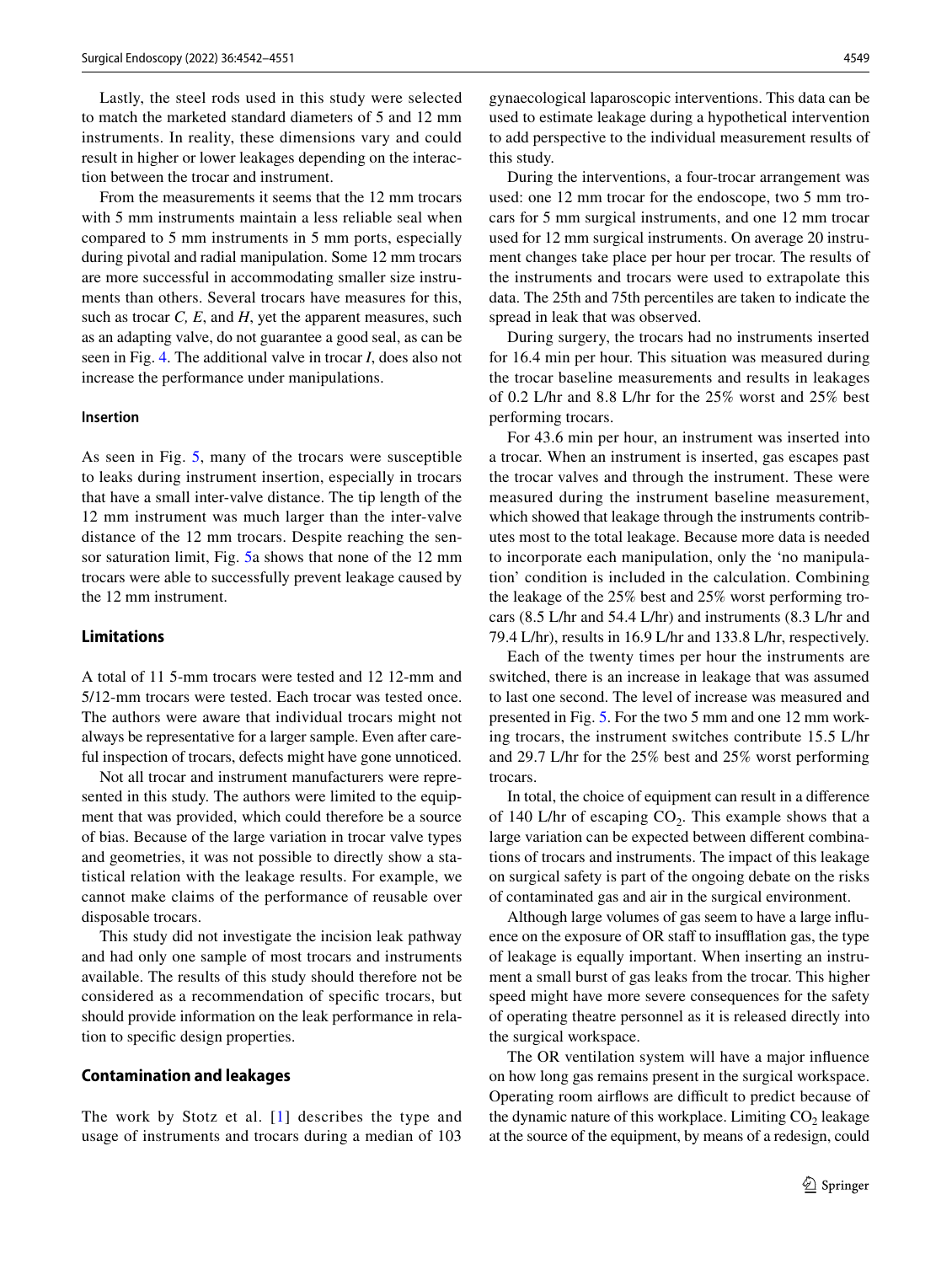Lastly, the steel rods used in this study were selected to match the marketed standard diameters of 5 and 12 mm instruments. In reality, these dimensions vary and could result in higher or lower leakages depending on the interaction between the trocar and instrument.

From the measurements it seems that the 12 mm trocars with 5 mm instruments maintain a less reliable seal when compared to 5 mm instruments in 5 mm ports, especially during pivotal and radial manipulation. Some 12 mm trocars are more successful in accommodating smaller size instruments than others. Several trocars have measures for this, such as trocar *C, E*, and *H*, yet the apparent measures, such as an adapting valve, do not guarantee a good seal, as can be seen in Fig. 4. The additional valve in trocar *I*, does also not increase the performance under manipulations.

### Insertion

As seen in Fig. 5, many of the trocars were susceptible to leaks during instrument insertion, especially in trocars that have a small inter-valve distance. The tip length of the 12 mm instrument was much larger than the inter-valve distance of the 12 mm trocars. Despite reaching the sensor saturation limit, Fig. 5a shows that none of the 12 mm trocars were able to successfully prevent leakage caused by the 12 mm instrument.

## Limitations

A total of 11 5-mm trocars were tested and 12 12-mm and 5/12-mm trocars were tested. Each trocar was tested once. The authors were aware that individual trocars might not always be representative for a larger sample. Even after careful inspection of trocars, defects might have gone unnoticed.

Not all trocar and instrument manufacturers were represented in this study. The authors were limited to the equipment that was provided, which could therefore be a source of bias. Because of the large variation in trocar valve types and geometries, it was not possible to directly show a statistical relation with the leakage results. For example, we cannot make claims of the performance of reusable over disposable trocars.

This study did not investigate the incision leak pathway and had only one sample of most trocars and instruments available. The results of this study should therefore not be considered as a recommendation of specific trocars, but should provide information on the leak performance in relation to specific design properties.

## Contamination and leakages

The work by Stotz et al. [1] describes the type and usage of instruments and trocars during a median of 103 gynaecological laparoscopic interventions. This data can be used to estimate leakage during a hypothetical intervention to add perspective to the individual measurement results of this study.

During the interventions, a four-trocar arrangement was used: one 12 mm trocar for the endoscope, two 5 mm trocars for 5 mm surgical instruments, and one 12 mm trocar used for 12 mm surgical instruments. On average 20 instrument changes take place per hour per trocar. The results of the instruments and trocars were used to extrapolate this data. The 25th and 75th percentiles are taken to indicate the spread in leak that was observed.

During surgery, the trocars had no instruments inserted for 16.4 min per hour. This situation was measured during the trocar baseline measurements and results in leakages of 0.2 L/hr and 8.8 L/hr for the 25% worst and 25% best performing trocars.

For 43.6 min per hour, an instrument was inserted into a trocar. When an instrument is inserted, gas escapes past the trocar valves and through the instrument. These were measured during the instrument baseline measurement, which showed that leakage through the instruments contributes most to the total leakage. Because more data is needed to incorporate each manipulation, only the 'no manipulation' condition is included in the calculation. Combining the leakage of the 25% best and 25% worst performing trocars (8.5 L/hr and 54.4 L/hr) and instruments (8.3 L/hr and 79.4 L/hr), results in 16.9 L/hr and 133.8 L/hr, respectively.

Each of the twenty times per hour the instruments are switched, there is an increase in leakage that was assumed to last one second. The level of increase was measured and presented in Fig. 5. For the two 5 mm and one 12 mm working trocars, the instrument switches contribute 15.5 L/hr and 29.7 L/hr for the 25% best and 25% worst performing trocars.

In total, the choice of equipment can result in a difference of 140 L/hr of escaping $CO_2$. This example shows that a large variation can be expected between different combinations of trocars and instruments. The impact of this leakage on surgical safety is part of the ongoing debate on the risks of contaminated gas and air in the surgical environment.

Although large volumes of gas seem to have a large influence on the exposure of OR staff to insufflation gas, the type of leakage is equally important. When inserting an instrument a small burst of gas leaks from the trocar. This higher speed might have more severe consequences for the safety of operating theatre personnel as it is released directly into the surgical workspace.

The OR ventilation system will have a major influence on how long gas remains present in the surgical workspace. Operating room airflows are difficult to predict because of the dynamic nature of this workplace. Limiting $CO_2$ leakage at the source of the equipment, by means of a redesign, could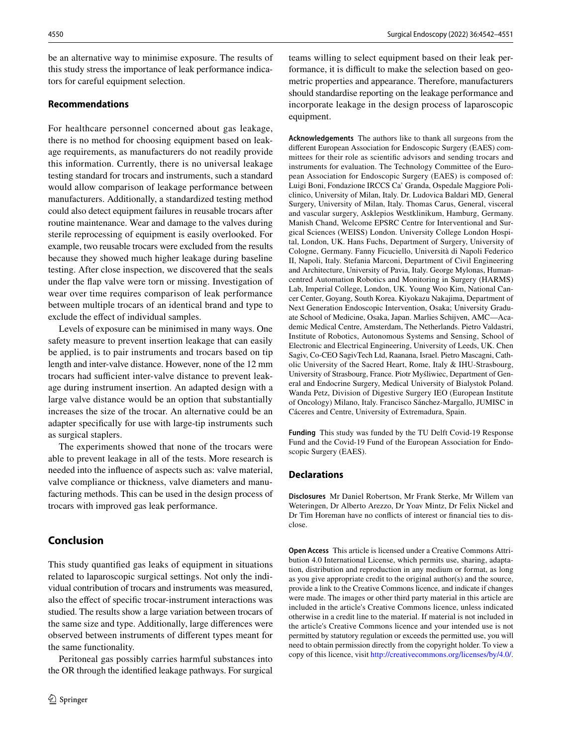be an alternative way to minimise exposure. The results of this study stress the importance of leak performance indicators for careful equipment selection.

## Recommendations

For healthcare personnel concerned about gas leakage, there is no method for choosing equipment based on leakage requirements, as manufacturers do not readily provide this information. Currently, there is no universal leakage testing standard for trocars and instruments, such a standard would allow comparison of leakage performance between manufacturers. Additionally, a standardized testing method could also detect equipment failures in reusable trocars after routine maintenance. Wear and damage to the valves during sterile reprocessing of equipment is easily overlooked. For example, two reusable trocars were excluded from the results because they showed much higher leakage during baseline testing. After close inspection, we discovered that the seals under the flap valve were torn or missing. Investigation of wear over time requires comparison of leak performance between multiple trocars of an identical brand and type to exclude the effect of individual samples.

Levels of exposure can be minimised in many ways. One safety measure to prevent insertion leakage that can easily be applied, is to pair instruments and trocars based on tip length and inter-valve distance. However, none of the 12 mm trocars had sufficient inter-valve distance to prevent leakage during instrument insertion. An adapted design with a large valve distance would be an option that substantially increases the size of the trocar. An alternative could be an adapter specifically for use with large-tip instruments such as surgical staplers.

The experiments showed that none of the trocars were able to prevent leakage in all of the tests. More research is needed into the influence of aspects such as: valve material, valve compliance or thickness, valve diameters and manufacturing methods. This can be used in the design process of trocars with improved gas leak performance.

## Conclusion

This study quantified gas leaks of equipment in situations related to laparoscopic surgical settings. Not only the individual contribution of trocars and instruments was measured, also the effect of specific trocar-instrument interactions was studied. The results show a large variation between trocars of the same size and type. Additionally, large differences were observed between instruments of different types meant for the same functionality.

Peritoneal gas possibly carries harmful substances into the OR through the identified leakage pathways. For surgical teams willing to select equipment based on their leak performance, it is difficult to make the selection based on geometric properties and appearance. Therefore, manufacturers should standardise reporting on the leakage performance and incorporate leakage in the design process of laparoscopic equipment.

**Acknowledgements** The authors like to thank all surgeons from the different European Association for Endoscopic Surgery (EAES) committees for their role as scientific advisors and sending trocars and instruments for evaluation. The Technology Committee of the European Association for Endoscopic Surgery (EAES) is composed of: Luigi Boni, Fondazione IRCCS Ca' Granda, Ospedale Maggiore Policlinico, University of Milan, Italy. Dr. Ludovica Baldari MD, General Surgery, University of Milan, Italy. Thomas Carus, General, visceral and vascular surgery, Asklepios Westklinikum, Hamburg, Germany. Manish Chand, Welcome EPSRC Centre for Interventional and Surgical Sciences (WEISS) London. University College London Hospital, London, UK. Hans Fuchs, Department of Surgery, University of Cologne, Germany. Fanny Ficuciello, Università di Napoli Federico II, Napoli, Italy. Stefania Marconi, Department of Civil Engineering and Architecture, University of Pavia, Italy. George Mylonas, Human-centred Automation Robotics and Monitoring in Surgery (HARMS) Lab, Imperial College, London, UK. Young Woo Kim, National Cancer Center, Goyang, South Korea. Kiyokazu Nakajima, Department of Next Generation Endoscopic Intervention, Osaka; University Graduate School of Medicine, Osaka, Japan. Marlies Schijven, AMC—Academic Medical Centre, Amsterdam, The Netherlands. Pietro Valdastri, Institute of Robotics, Autonomous Systems and Sensing, School of Electronic and Electrical Engineering, University of Leeds, UK. Chen Sagiv, Co-CEO SagivTech Ltd, Raanana, Israel. Pietro Mascagni, Catholic University of the Sacred Heart, Rome, Italy & IHU-Strasbourg, University of Strasbourg, France. Piotr Myśliwiec, Department of General and Endocrine Surgery, Medical University of Bialystok Poland. Wanda Petz, Division of Digestive Surgery IEO (European Institute of Oncology) Milano, Italy. Francisco Sánchez-Margallo, JUMISC in Cáceres and Centre, University of Extremadura, Spain.

**Funding** This study was funded by the TU Delft Covid-19 Response Fund and the Covid-19 Fund of the European Association for Endoscopic Surgery (EAES).

## Declarations

**Disclosures** Mr Daniel Robertson, Mr Frank Sterke, Mr Willem van Weteringen, Dr Alberto Arezzo, Dr Yoav Mintz, Dr Felix Nickel and Dr Tim Horeman have no conflicts of interest or financial ties to disclose.

**Open Access** This article is licensed under a Creative Commons Attribution 4.0 International License, which permits use, sharing, adaptation, distribution and reproduction in any medium or format, as long as you give appropriate credit to the original author(s) and the source, provide a link to the Creative Commons licence, and indicate if changes were made. The images or other third party material in this article are included in the article's Creative Commons licence, unless indicated otherwise in a credit line to the material. If material is not included in the article's Creative Commons licence and your intended use is not permitted by statutory regulation or exceeds the permitted use, you will need to obtain permission directly from the copyright holder. To view a copy of this licence, visit http://creativecommons.org/licenses/by/4.0/.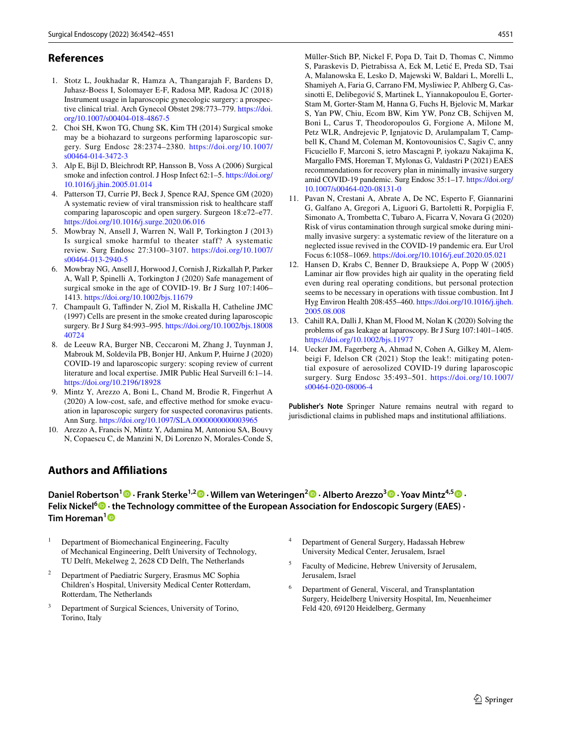## References

1. Stotz L, Joukhadar R, Hamza A, Thangarajah F, Bardens D, Juhasz-Boess I, Solomayer E-F, Radosa MP, Radosa JC (2018) Instrument usage in laparoscopic gynecologic surgery: a prospective clinical trial. Arch Gynecol Obstet 298:773–779. https://doi.org/10.1007/s00404-018-4867-5
2. Choi SH, Kwon TG, Chung SK, Kim TH (2014) Surgical smoke may be a biohazard to surgeons performing laparoscopic surgery. Surg Endosc 28:2374–2380. https://doi.org/10.1007/s00464-014-3472-3
3. Alp E, Bijl D, Bleichrodt RP, Hansson B, Voss A (2006) Surgical smoke and infection control. J Hosp Infect 62:1–5. https://doi.org/10.1016/j.jhin.2005.01.014
4. Patterson TJ, Currie PJ, Beck J, Spence RAJ, Spence GM (2020) A systematic review of viral transmission risk to healthcare staff comparing laparoscopic and open surgery. Surgeon 18:e72–e77. https://doi.org/10.1016/j.surge.2020.06.016
5. Mowbray N, Ansell J, Warren N, Wall P, Torkington J (2013) Is surgical smoke harmful to theater staff? A systematic review. Surg Endosc 27:3100–3107. https://doi.org/10.1007/s00464-013-2940-5
6. Mowbray NG, Ansell J, Horwood J, Cornish J, Rizkallah P, Parker A, Wall P, Spinelli A, Torkington J (2020) Safe management of surgical smoke in the age of COVID-19. Br J Surg 107:1406–1413. https://doi.org/10.1002/bjs.11679
7. Champault G, Taffinder N, Ziol M, Riskalla H, Catheline JMC (1997) Cells are present in the smoke created during laparoscopic surgery. Br J Surg 84:993–995. https://doi.org/10.1002/bjs.1800840724
8. de Leeuw RA, Burger NB, Ceccaroni M, Zhang J, Tuynman J, Mabrouk M, Soldevila PB, Bonjer HJ, Ankum P, Huirne J (2020) COVID-19 and laparoscopic surgery: scoping review of current literature and local expertise. JMIR Public Heal Surveill 6:1–14. https://doi.org/10.2196/18928
9. Mintz Y, Arezzo A, Boni L, Chand M, Brodie R, Fingerhut A (2020) A low-cost, safe, and effective method for smoke evacuation in laparoscopic surgery for suspected coronavirus patients. Ann Surg. https://doi.org/10.1097/SLA.0000000000003965
10. Arezzo A, Francis N, Mintz Y, Adamina M, Antoniou SA, Bouvy N, Copaescu C, de Manzini N, Di Lorenzo N, Morales-Conde S, Müller-Stich BP, Nickel F, Popa D, Tait D, Thomas C, Nimmo S, Paraskevis D, Pietrabissa A, Eck M, Letić E, Preda SD, Tsai A, Malanowska E, Lesko D, Majewski W, Baldari L, Morelli L, Shamiyeh A, Faria G, Carrano FM, Mysliwiec P, Ahlberg G, Cassinotti E, Delibegović S, Martinek L, Yiannakopoulou E, Gorter-Stam M, Gorter-Stam M, Hanna G, Fuchs H, Bjelovic M, Markar S, Yan PW, Chiu, Ecom BW, Kim YW, Ponz CB, Schijven M, Boni L, Carus T, Theodoropoulos G, Forgione A, Milone M, Petz WLR, Andrejevic P, Ignjatovic D, Arulampalam T, Campbell K, Chand M, Coleman M, Kontovounisios C, Sagiv C, anny Ficuciello F, Marconi S, ietro Mascagni P, iyokazu Nakajima K, Margallo FMS, Horeman T, Mylonas G, Valdastri P (2021) EAES recommendations for recovery plan in minimally invasive surgery amid COVID-19 pandemic. Surg Endosc 35:1–17. https://doi.org/10.1007/s00464-020-08131-0
11. Pavan N, Crestani A, Abrate A, De NC, Esperto F, Giannarini G, Galfano A, Gregori A, Liguori G, Bartoletti R, Porpiglia F, Simonato A, Trombetta C, Tubaro A, Ficarra V, Novara G (2020) Risk of virus contamination through surgical smoke during minimally invasive surgery: a systematic review of the literature on a neglected issue revived in the COVID-19 pandemic era. Eur Urol Focus 6:1058–1069. https://doi.org/10.1016/j.euf.2020.05.021
12. Hansen D, Krabs C, Benner D, Brauksiepe A, Popp W (2005) Laminar air flow provides high air quality in the operating field even during real operating conditions, but personal protection seems to be necessary in operations with tissue combustion. Int J Hyg Environ Health 208:455–460. https://doi.org/10.1016/j.ijheh.2005.08.008
13. Cahill RA, Dalli J, Khan M, Flood M, Nolan K (2020) Solving the problems of gas leakage at laparoscopy. Br J Surg 107:1401–1405. https://doi.org/10.1002/bjs.11977
14. Uecker JM, Fagerberg A, Ahmad N, Cohen A, Gilkey M, Alembeigi F, Idelson CR (2021) Stop the leak!: mitigating potential exposure of aerosolized COVID-19 during laparoscopic surgery. Surg Endosc 35:493–501. https://doi.org/10.1007/s00464-020-08006-4

**Publisher's Note** Springer Nature remains neutral with regard to jurisdictional claims in published maps and institutional affiliations.

## Authors and Affiliations

**Daniel Robertson[1] · Frank Sterke[1,2] · Willem van Weteringen[2] · Alberto Arezzo[3] · Yoav Mintz[4,5] · Felix Nickel[6] · the Technology committee of the European Association for Endoscopic Surgery (EAES) · Tim Horeman[1]**

1. Department of Biomechanical Engineering, Faculty of Mechanical Engineering, Delft University of Technology, TU Delft, Mekelweg 2, 2628 CD Delft, The Netherlands
2. Department of Paediatric Surgery, Erasmus MC Sophia Children's Hospital, University Medical Center Rotterdam, Rotterdam, The Netherlands
3. Department of Surgical Sciences, University of Torino, Torino, Italy
4. Department of General Surgery, Hadassah Hebrew University Medical Center, Jerusalem, Israel
5. Faculty of Medicine, Hebrew University of Jerusalem, Jerusalem, Israel
6. Department of General, Visceral, and Transplantation Surgery, Heidelberg University Hospital, Im, Neuenheimer Feld 420, 69120 Heidelberg, Germany